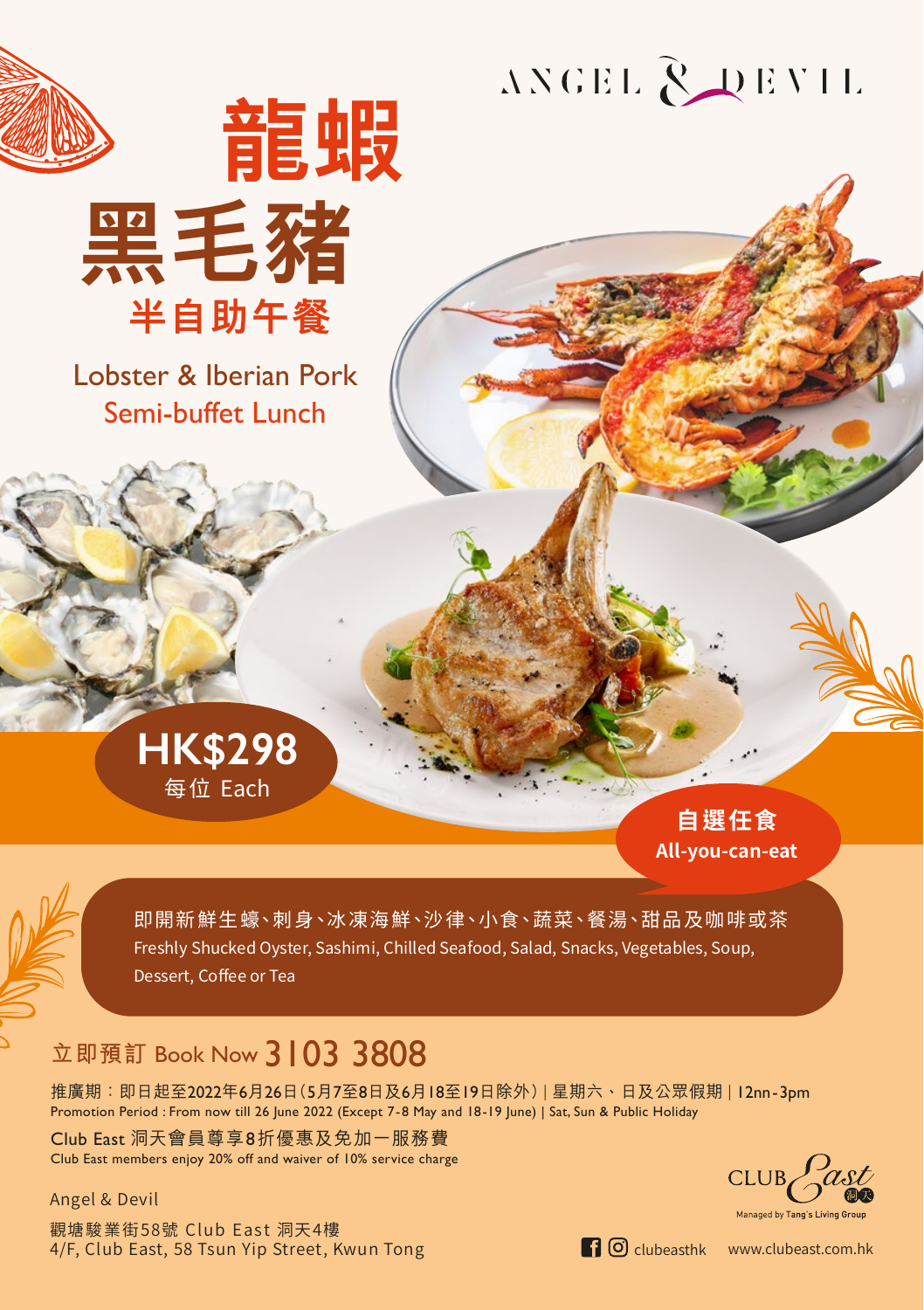ANGEL & DEVIL

# 龍蝦
# 黑毛豬
## 半自助午餐

## Lobster & Iberian Pork
## Semi-buffet Lunch

**HK$298**
每位 Each

**自選任食**
**All-you-can-eat**

即開新鮮生蠔、刺身、冰凍海鮮、沙律、小食、蔬菜、餐湯、甜品及咖啡或茶
Freshly Shucked Oyster, Sashimi, Chilled Seafood, Salad, Snacks, Vegetables, Soup, Dessert, Coffee or Tea

立即預訂 Book Now **3103 3808**

推廣期：即日起至2022年6月26日（5月7至8日及6月18至19日除外）| 星期六、日及公眾假期 | 12nn-3pm
Promotion Period : From now till 26 June 2022 (Except 7-8 May and 18-19 June) | Sat, Sun & Public Holiday

Club East 洞天會員尊享8折優惠及免加一服務費
Club East members enjoy 20% off and waiver of 10% service charge

Angel & Devil
觀塘駿業街58號 Club East 洞天4樓
4/F, Club East, 58 Tsun Yip Street, Kwun Tong

CLUB East 洞天
Managed by Tang's Living Group

clubeasthk www.clubeast.com.hk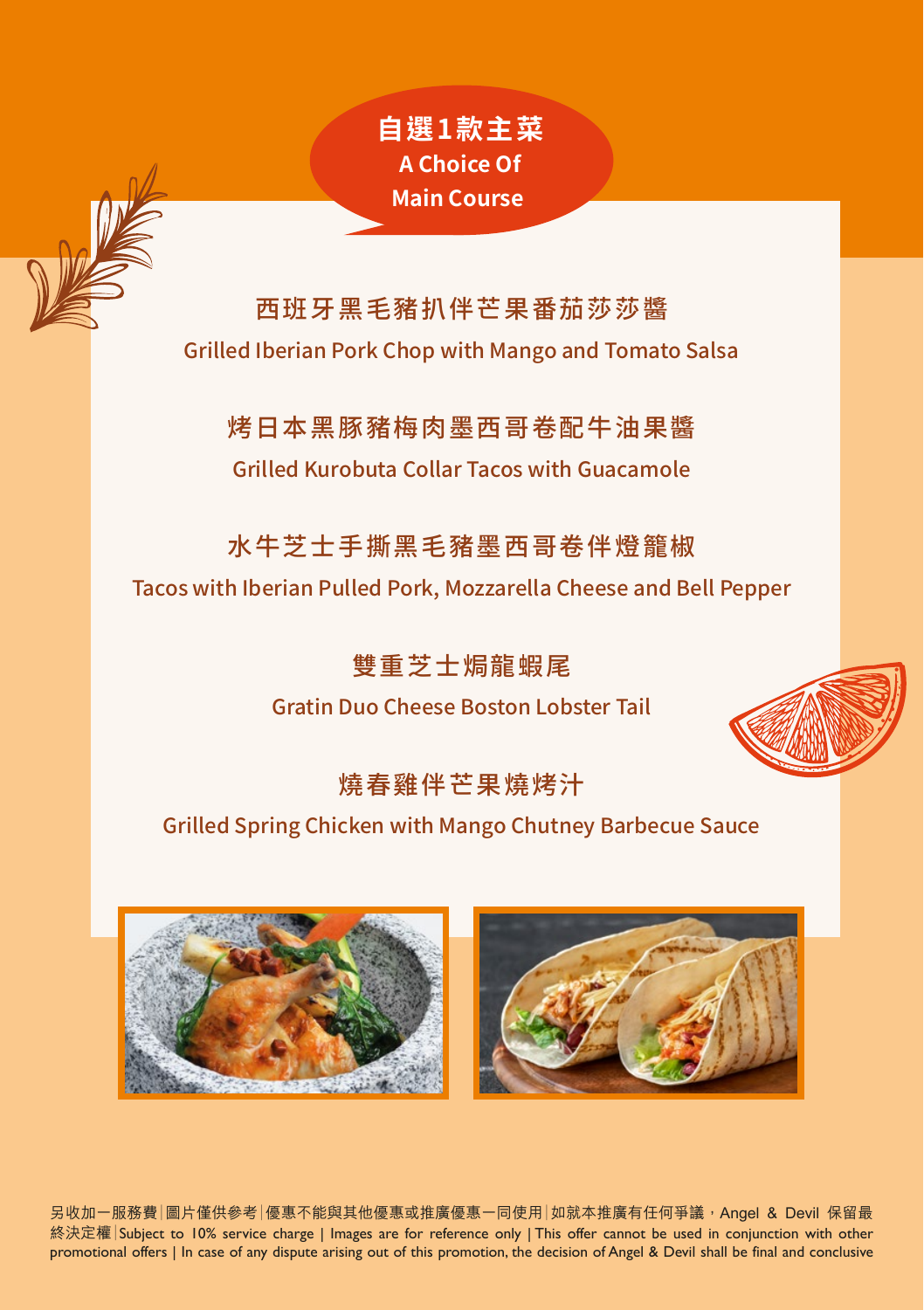## 自選1款主菜
## A Choice Of Main Course

**西班牙黑毛豬扒伴芒果番茄莎莎醬**
Grilled Iberian Pork Chop with Mango and Tomato Salsa

**烤日本黑豚豬梅肉墨西哥卷配牛油果醬**
Grilled Kurobuta Collar Tacos with Guacamole

**水牛芝士手撕黑毛豬墨西哥卷伴燈籠椒**
Tacos with Iberian Pulled Pork, Mozzarella Cheese and Bell Pepper

**雙重芝士焗龍蝦尾**
Gratin Duo Cheese Boston Lobster Tail

**燒春雞伴芒果燒烤汁**
Grilled Spring Chicken with Mango Chutney Barbecue Sauce

另收加一服務費|圖片僅供參考|優惠不能與其他優惠或推廣優惠一同使用|如就本推廣有任何爭議，Angel & Devil 保留最終決定權|Subject to 10% service charge | Images are for reference only | This offer cannot be used in conjunction with other promotional offers | In case of any dispute arising out of this promotion, the decision of Angel & Devil shall be final and conclusive